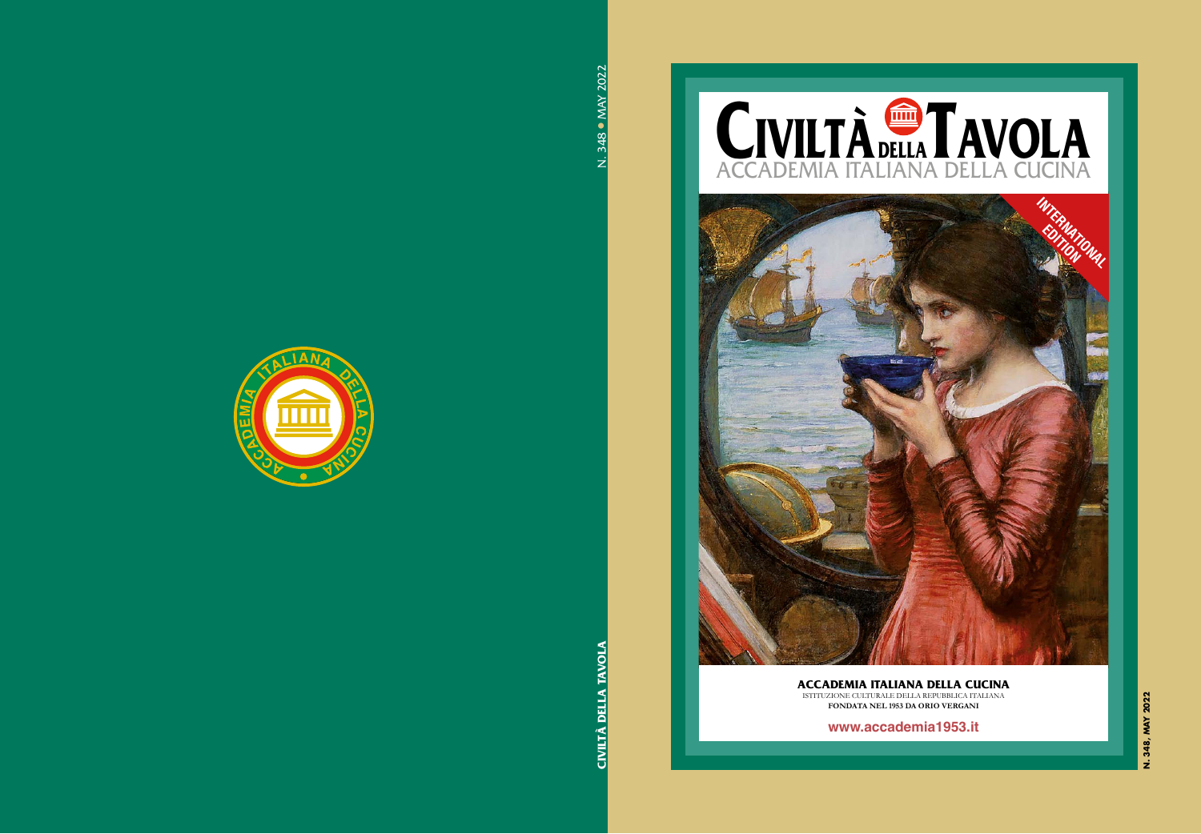# CIVILTÀ DELLA TAVOLA

ACCADEMIA ITALIANA DELLA CUCINA

INTERNATIONAL EDITION

N. 348, MAY 2022

**ACCADEMIA ITALIANA DELLA CUCINA**

ISTITUZIONE CULTURALE DELLA REPUBBLICA ITALIANA

**FONDATA NEL 1953 DA ORIO VERGANI**

**www.accademia1953.it**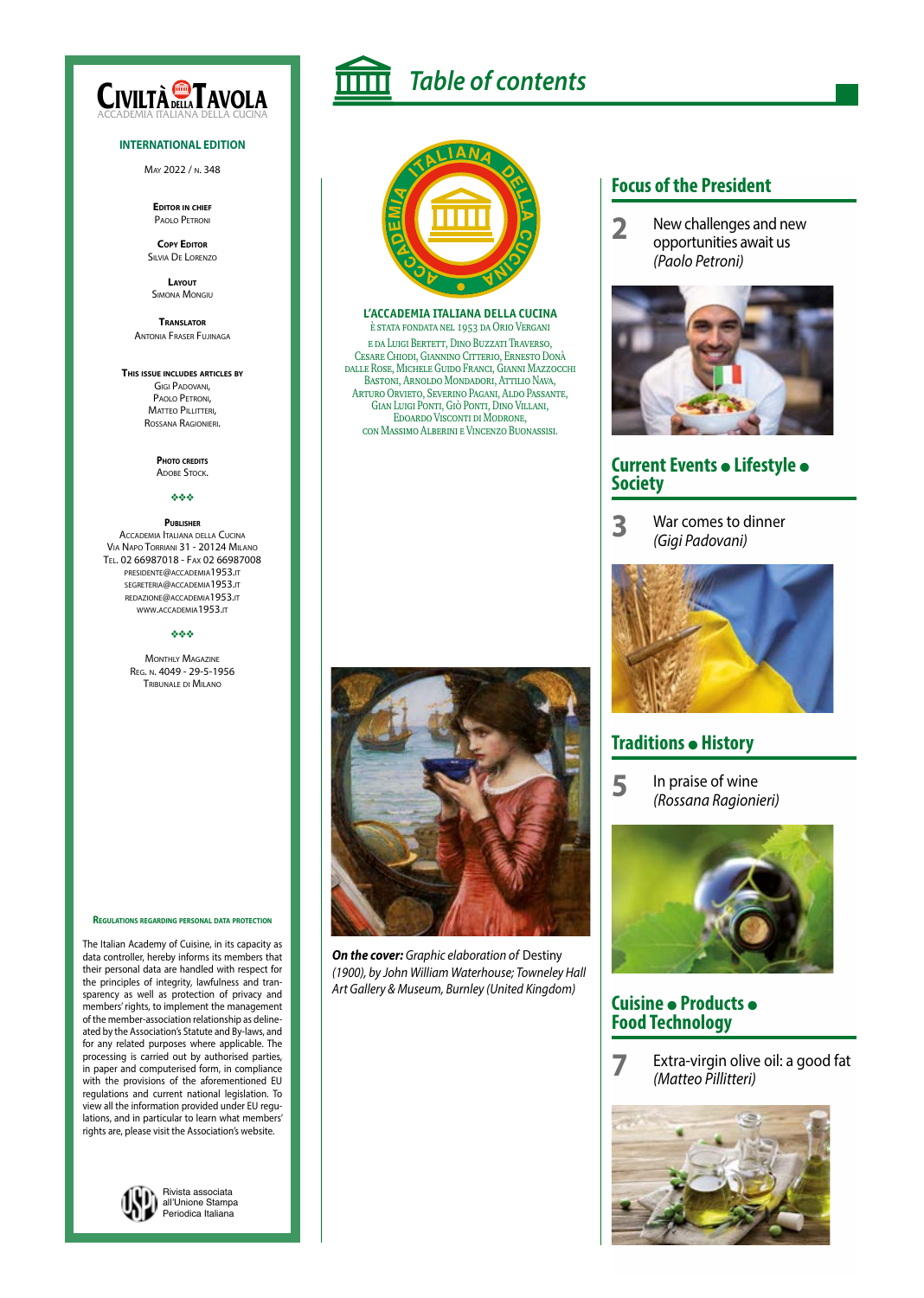# Table of contents

**CIVILTÀ DELLA TAVOLA**
ACCADEMIA ITALIANA DELLA CUCINA

**INTERNATIONAL EDITION**

May 2022 / n. 348

**Editor in chief**
Paolo Petroni

**Copy Editor**
Silvia De Lorenzo

**Layout**
Simona Mongiu

**Translator**
Antonia Fraser Fujinaga

**This issue includes articles by**
Gigi Padovani,
Paolo Petroni,
Matteo Pillitteri,
Rossana Ragionieri.

**Photo credits**
Adobe Stock.

**Publisher**
Accademia Italiana della Cucina
Via Napo Torriani 31 - 20124 Milano
Tel. 02 66987018 - Fax 02 66987008
presidente@accademia1953.it
segreteria@accademia1953.it
redazione@accademia1953.it
www.accademia1953.it

Monthly Magazine
Reg. n. 4049 - 29-5-1956
Tribunale di Milano

**Regulations regarding personal data protection**

The Italian Academy of Cuisine, in its capacity as data controller, hereby informs its members that their personal data are handled with respect for the principles of integrity, lawfulness and transparency as well as protection of privacy and members' rights, to implement the management of the member-association relationship as delineated by the Association's Statute and By-laws, and for any related purposes where applicable. The processing is carried out by authorised parties, in paper and computerised form, in compliance with the provisions of the aforementioned EU regulations and current national legislation. To view all the information provided under EU regulations, and in particular to learn what members' rights are, please visit the Association's website.

Rivista associata all'Unione Stampa Periodica Italiana

**L'ACCADEMIA ITALIANA DELLA CUCINA**
è stata fondata nel 1953 da Orio Vergani
e da Luigi Bertett, Dino Buzzati Traverso, Cesare Chiodi, Giannino Citterio, Ernesto Donà dalle Rose, Michele Guido Franci, Gianni Mazzocchi Bastoni, Arnoldo Mondadori, Attilio Nava, Arturo Orvieto, Severino Pagani, Aldo Passante, Gian Luigi Ponti, Giò Ponti, Dino Villani, Edoardo Visconti di Modrone, con Massimo Alberini e Vincenzo Buonassisi.

***On the cover:*** *Graphic elaboration of* Destiny *(1900), by John William Waterhouse; Towneley Hall Art Gallery & Museum, Burnley (United Kingdom)*

## Focus of the President

**2** New challenges and new opportunities await us *(Paolo Petroni)*

## Current Events • Lifestyle • Society

**3** War comes to dinner *(Gigi Padovani)*

## Traditions • History

**5** In praise of wine *(Rossana Ragionieri)*

## Cuisine • Products • Food Technology

**7** Extra-virgin olive oil: a good fat *(Matteo Pillitteri)*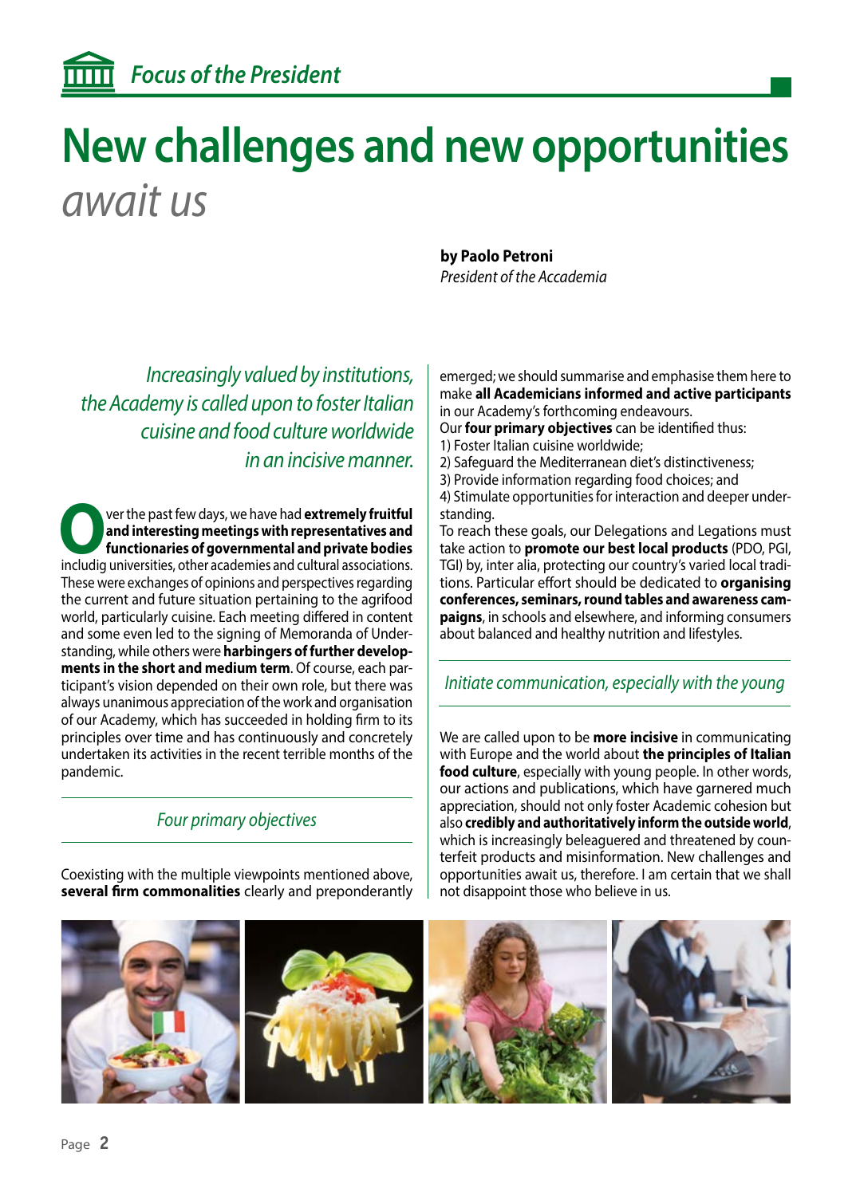*Focus of the President*

# New challenges and new opportunities *await us*

**by Paolo Petroni**
*President of the Accademia*

*Increasingly valued by institutions, the Academy is called upon to foster Italian cuisine and food culture worldwide in an incisive manner.*

Over the past few days, we have had **extremely fruitful and interesting meetings with representatives and functionaries of governmental and private bodies** includig universities, other academies and cultural associations. These were exchanges of opinions and perspectives regarding the current and future situation pertaining to the agrifood world, particularly cuisine. Each meeting differed in content and some even led to the signing of Memoranda of Understanding, while others were **harbingers of further developments in the short and medium term**. Of course, each participant's vision depended on their own role, but there was always unanimous appreciation of the work and organisation of our Academy, which has succeeded in holding firm to its principles over time and has continuously and concretely undertaken its activities in the recent terrible months of the pandemic.

## *Four primary objectives*

Coexisting with the multiple viewpoints mentioned above, **several firm commonalities** clearly and preponderantly emerged; we should summarise and emphasise them here to make **all Academicians informed and active participants** in our Academy's forthcoming endeavours.

Our **four primary objectives** can be identified thus:

1) Foster Italian cuisine worldwide;
2) Safeguard the Mediterranean diet's distinctiveness;
3) Provide information regarding food choices; and
4) Stimulate opportunities for interaction and deeper understanding.

To reach these goals, our Delegations and Legations must take action to **promote our best local products** (PDO, PGI, TGI) by, inter alia, protecting our country's varied local traditions. Particular effort should be dedicated to **organising conferences, seminars, round tables and awareness campaigns**, in schools and elsewhere, and informing consumers about balanced and healthy nutrition and lifestyles.

## *Initiate communication, especially with the young*

We are called upon to be **more incisive** in communicating with Europe and the world about **the principles of Italian food culture**, especially with young people. In other words, our actions and publications, which have garnered much appreciation, should not only foster Academic cohesion but also **credibly and authoritatively inform the outside world**, which is increasingly beleaguered and threatened by counterfeit products and misinformation. New challenges and opportunities await us, therefore. I am certain that we shall not disappoint those who believe in us.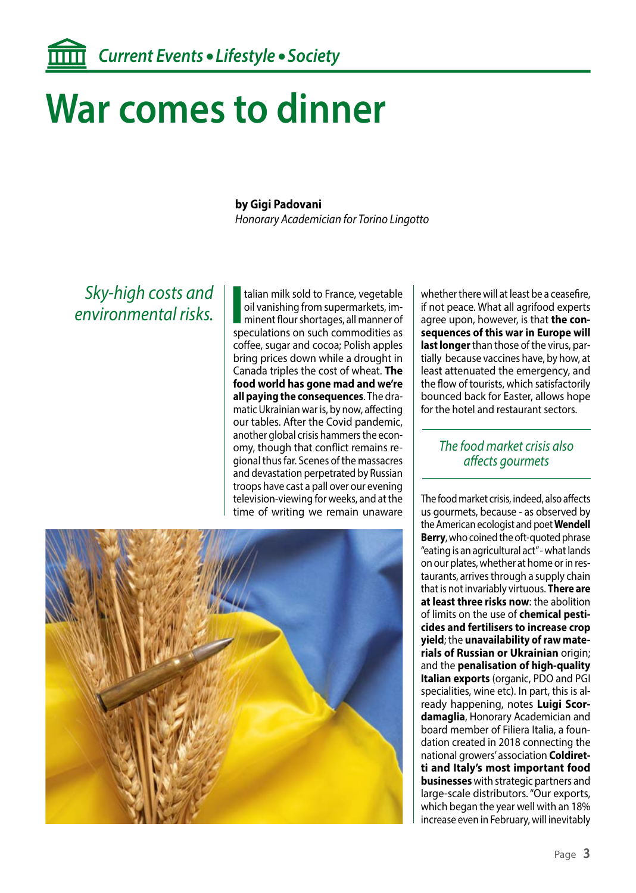# War comes to dinner

**by Gigi Padovani**
*Honorary Academician for Torino Lingotto*

*Sky-high costs and environmental risks.*

Italian milk sold to France, vegetable oil vanishing from supermarkets, imminent flour shortages, all manner of speculations on such commodities as coffee, sugar and cocoa; Polish apples bring prices down while a drought in Canada triples the cost of wheat. **The food world has gone mad and we're all paying the consequences**. The dramatic Ukrainian war is, by now, affecting our tables. After the Covid pandemic, another global crisis hammers the economy, though that conflict remains regional thus far. Scenes of the massacres and devastation perpetrated by Russian troops have cast a pall over our evening television-viewing for weeks, and at the time of writing we remain unaware whether there will at least be a ceasefire, if not peace. What all agrifood experts agree upon, however, is that **the consequences of this war in Europe will last longer** than those of the virus, partially because vaccines have, by how, at least attenuated the emergency, and the flow of tourists, which satisfactorily bounced back for Easter, allows hope for the hotel and restaurant sectors.

*The food market crisis also affects gourmets*

The food market crisis, indeed, also affects us gourmets, because - as observed by the American ecologist and poet **Wendell Berry**, who coined the oft-quoted phrase "eating is an agricultural act" - what lands on our plates, whether at home or in restaurants, arrives through a supply chain that is not invariably virtuous. **There are at least three risks now**: the abolition of limits on the use of **chemical pesticides and fertilisers to increase crop yield**; the **unavailability of raw materials of Russian or Ukrainian** origin; and the **penalisation of high-quality Italian exports** (organic, PDO and PGI specialities, wine etc). In part, this is already happening, notes **Luigi Scordamaglia**, Honorary Academician and board member of Filiera Italia, a foundation created in 2018 connecting the national growers' association **Coldiretti and Italy's most important food businesses** with strategic partners and large-scale distributors. "Our exports, which began the year well with an 18% increase even in February, will inevitably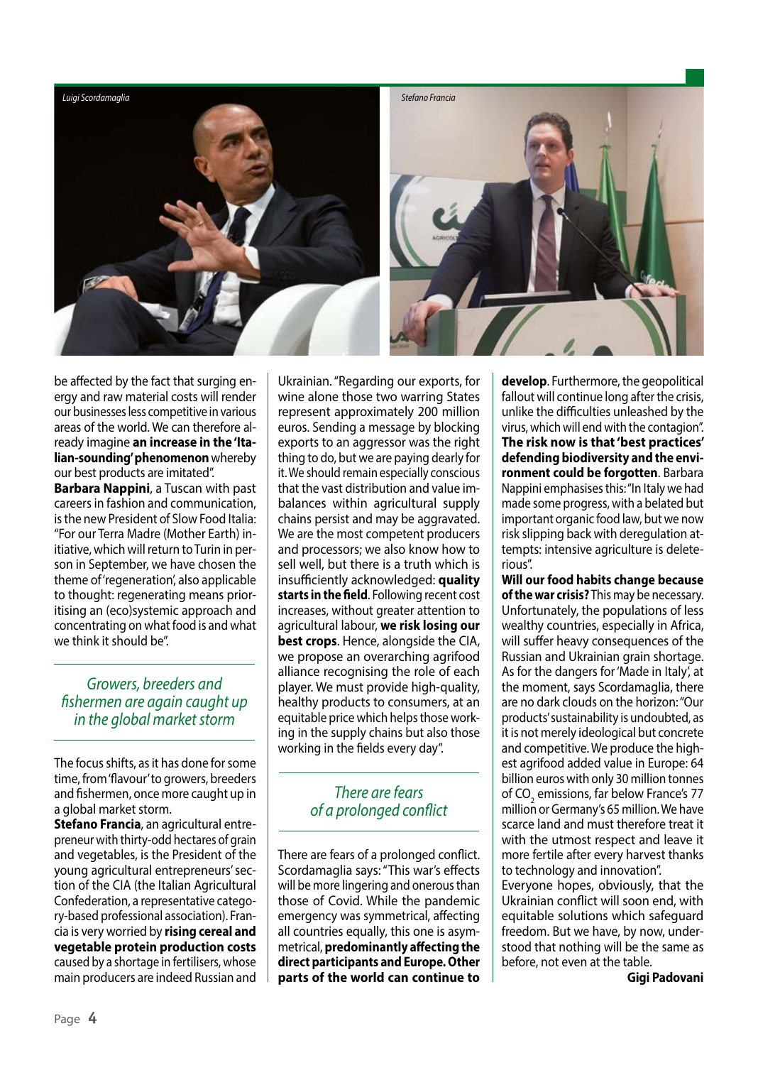*Luigi Scordamaglia*

*Stefano Francia*

be affected by the fact that surging energy and raw material costs will render our businesses less competitive in various areas of the world. We can therefore already imagine **an increase in the 'Italian-sounding' phenomenon** whereby our best products are imitated".

**Barbara Nappini**, a Tuscan with past careers in fashion and communication, is the new President of Slow Food Italia: "For our Terra Madre (Mother Earth) initiative, which will return to Turin in person in September, we have chosen the theme of 'regeneration', also applicable to thought: regenerating means prioritising an (eco)systemic approach and concentrating on what food is and what we think it should be".

## *Growers, breeders and fishermen are again caught up in the global market storm*

The focus shifts, as it has done for some time, from 'flavour' to growers, breeders and fishermen, once more caught up in a global market storm.

**Stefano Francia**, an agricultural entrepreneur with thirty-odd hectares of grain and vegetables, is the President of the young agricultural entrepreneurs' section of the CIA (the Italian Agricultural Confederation, a representative category-based professional association). Francia is very worried by **rising cereal and vegetable protein production costs** caused by a shortage in fertilisers, whose main producers are indeed Russian and Ukrainian. "Regarding our exports, for wine alone those two warring States represent approximately 200 million euros. Sending a message by blocking exports to an aggressor was the right thing to do, but we are paying dearly for it. We should remain especially conscious that the vast distribution and value imbalances within agricultural supply chains persist and may be aggravated. We are the most competent producers and processors; we also know how to sell well, but there is a truth which is insufficiently acknowledged: **quality starts in the field**. Following recent cost increases, without greater attention to agricultural labour, **we risk losing our best crops**. Hence, alongside the CIA, we propose an overarching agrifood alliance recognising the role of each player. We must provide high-quality, healthy products to consumers, at an equitable price which helps those working in the supply chains but also those working in the fields every day".

## *There are fears of a prolonged conflict*

There are fears of a prolonged conflict. Scordamaglia says: "This war's effects will be more lingering and onerous than those of Covid. While the pandemic emergency was symmetrical, affecting all countries equally, this one is asymmetrical, **predominantly affecting the direct participants and Europe. Other parts of the world can continue to develop**. Furthermore, the geopolitical fallout will continue long after the crisis, unlike the difficulties unleashed by the virus, which will end with the contagion".

**The risk now is that 'best practices' defending biodiversity and the environment could be forgotten**. Barbara Nappini emphasises this: "In Italy we had made some progress, with a belated but important organic food law, but we now risk slipping back with deregulation attempts: intensive agriculture is deleterious".

**Will our food habits change because of the war crisis?** This may be necessary. Unfortunately, the populations of less wealthy countries, especially in Africa, will suffer heavy consequences of the Russian and Ukrainian grain shortage. As for the dangers for 'Made in Italy', at the moment, says Scordamaglia, there are no dark clouds on the horizon: "Our products' sustainability is undoubted, as it is not merely ideological but concrete and competitive. We produce the highest agrifood added value in Europe: 64 billion euros with only 30 million tonnes of $CO_2$ emissions, far below France's 77 million or Germany's 65 million. We have scarce land and must therefore treat it with the utmost respect and leave it more fertile after every harvest thanks to technology and innovation".

Everyone hopes, obviously, that the Ukrainian conflict will soon end, with equitable solutions which safeguard freedom. But we have, by now, understood that nothing will be the same as before, not even at the table.

**Gigi Padovani**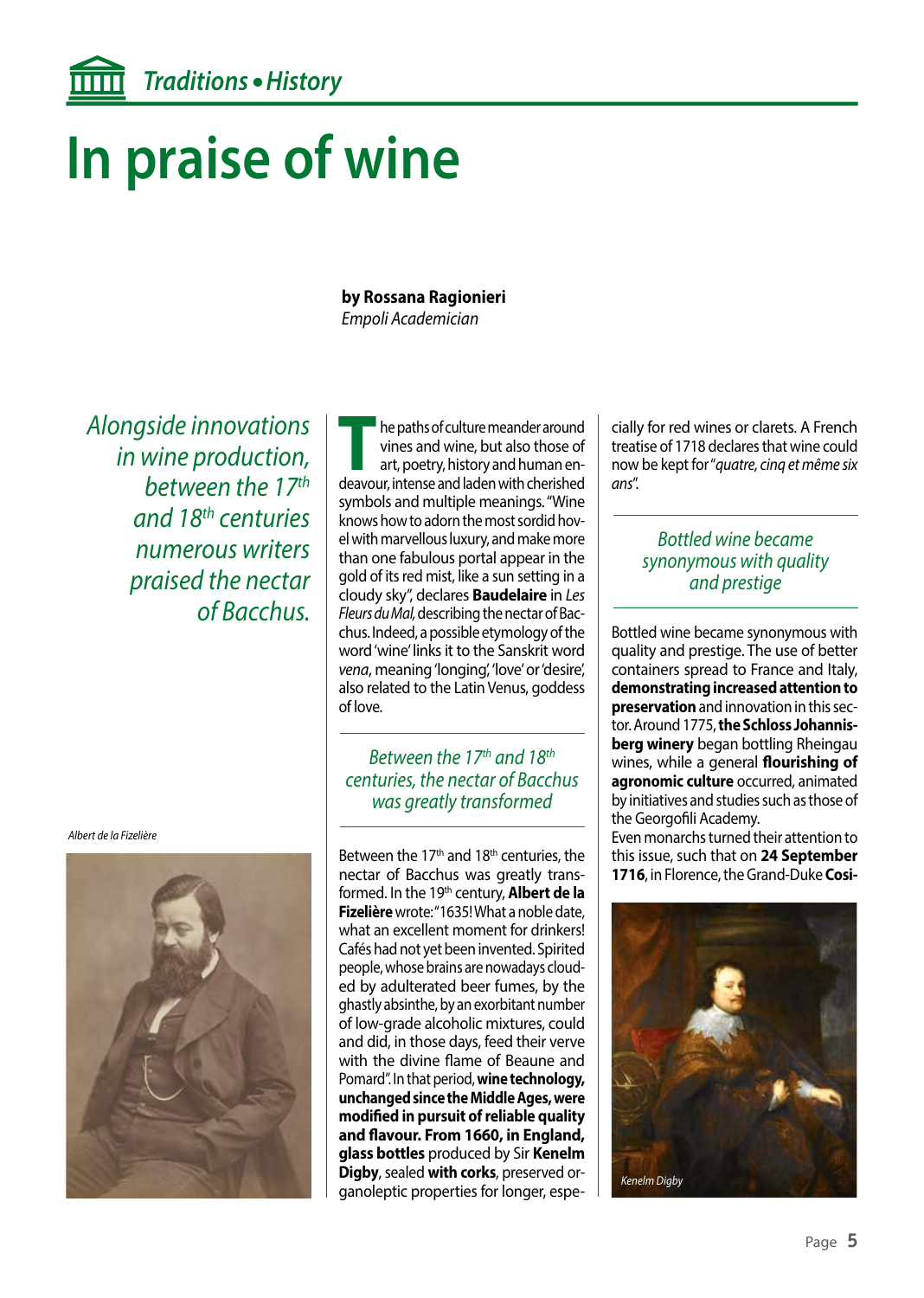# In praise of wine

**by Rossana Ragionieri**
*Empoli Academician*

*Alongside innovations in wine production, between the 17th and 18th centuries numerous writers praised the nectar of Bacchus.*

The paths of culture meander around vines and wine, but also those of art, poetry, history and human endeavour, intense and laden with cherished symbols and multiple meanings. "Wine knows how to adorn the most sordid hovel with marvellous luxury, and make more than one fabulous portal appear in the gold of its red mist, like a sun setting in a cloudy sky", declares **Baudelaire** in *Les Fleurs du Mal*, describing the nectar of Bacchus. Indeed, a possible etymology of the word 'wine' links it to the Sanskrit word *vena*, meaning 'longing', 'love' or 'desire', also related to the Latin Venus, goddess of love.

*Between the 17th and 18th centuries, the nectar of Bacchus was greatly transformed*

Between the 17th and 18th centuries, the nectar of Bacchus was greatly transformed. In the 19th century, **Albert de la Fizelière** wrote: "1635! What a noble date, what an excellent moment for drinkers! Cafés had not yet been invented. Spirited people, whose brains are nowadays clouded by adulterated beer fumes, by the ghastly absinthe, by an exorbitant number of low-grade alcoholic mixtures, could and did, in those days, feed their verve with the divine flame of Beaune and Pomard". In that period, **wine technology, unchanged since the Middle Ages, were modified in pursuit of reliable quality and flavour. From 1660, in England, glass bottles** produced by Sir **Kenelm Digby**, sealed **with corks**, preserved organoleptic properties for longer, especially for red wines or clarets. A French treatise of 1718 declares that wine could now be kept for "*quatre, cinq et même six ans*".

Albert de la Fizelière

*Bottled wine became synonymous with quality and prestige*

Bottled wine became synonymous with quality and prestige. The use of better containers spread to France and Italy, **demonstrating increased attention to preservation** and innovation in this sector. Around 1775, **the Schloss Johannisberg winery** began bottling Rheingau wines, while a general **flourishing of agronomic culture** occurred, animated by initiatives and studies such as those of the Georgofili Academy.

Even monarchs turned their attention to this issue, such that on **24 September 1716**, in Florence, the Grand-Duke **Cosi-**

Kenelm Digby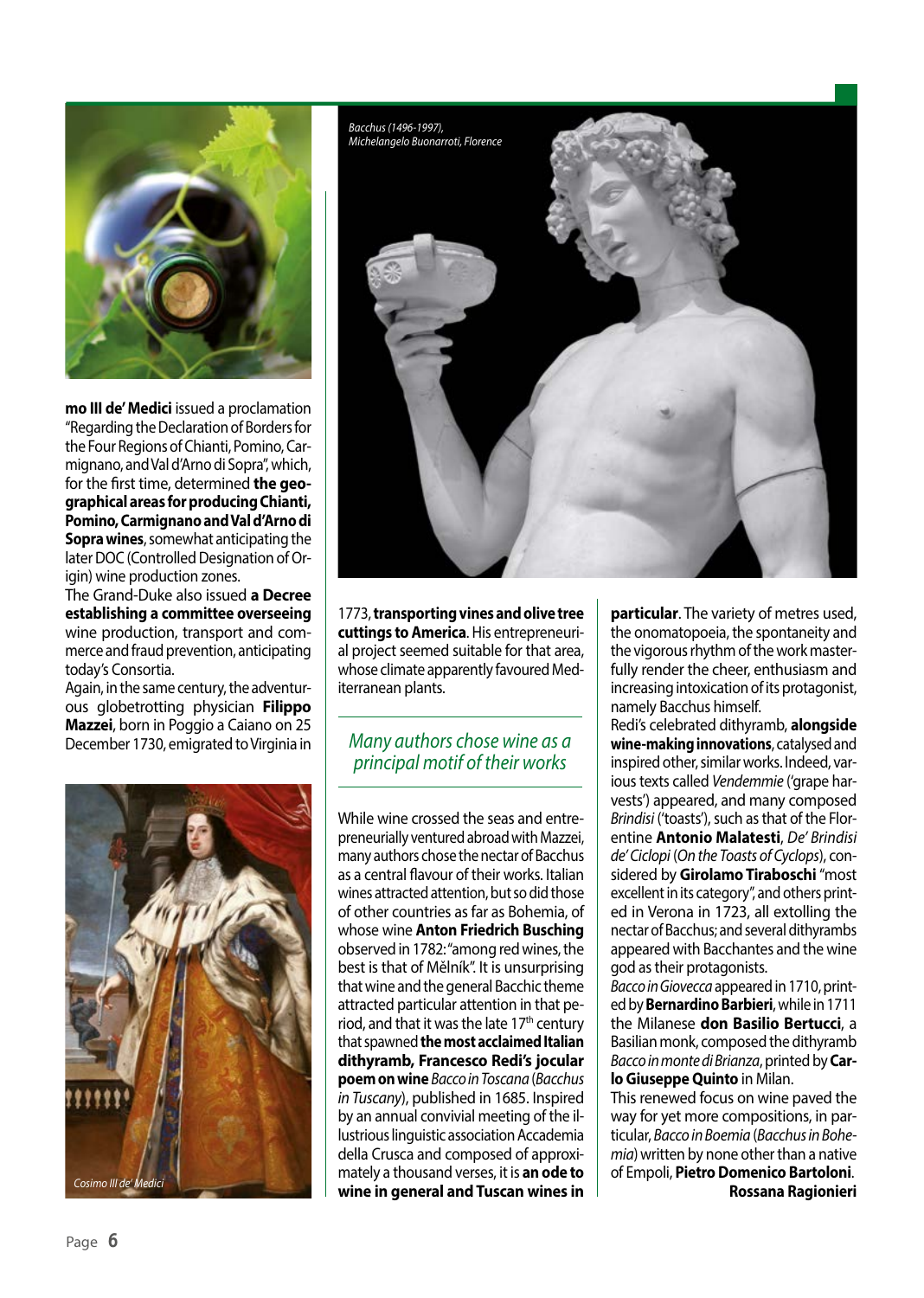**mo III de' Medici** issued a proclamation "Regarding the Declaration of Borders for the Four Regions of Chianti, Pomino, Carmignano, and Val d'Arno di Sopra", which, for the first time, determined **the geographical areas for producing Chianti, Pomino, Carmignano and Val d'Arno di Sopra wines**, somewhat anticipating the later DOC (Controlled Designation of Origin) wine production zones.

The Grand-Duke also issued **a Decree establishing a committee overseeing** wine production, transport and commerce and fraud prevention, anticipating today's Consortia.

Again, in the same century, the adventurous globetrotting physician **Filippo Mazzei**, born in Poggio a Caiano on 25 December 1730, emigrated to Virginia in 1773, **transporting vines and olive tree cuttings to America**. His entrepreneurial project seemed suitable for that area, whose climate apparently favoured Mediterranean plants.

Cosimo III de' Medici

Bacchus (1496-1997), Michelangelo Buonarroti, Florence

## *Many authors chose wine as a principal motif of their works*

While wine crossed the seas and entrepreneurially ventured abroad with Mazzei, many authors chose the nectar of Bacchus as a central flavour of their works. Italian wines attracted attention, but so did those of other countries as far as Bohemia, of whose wine **Anton Friedrich Busching** observed in 1782: "among red wines, the best is that of Mělník". It is unsurprising that wine and the general Bacchic theme attracted particular attention in that period, and that it was the late 17th century that spawned **the most acclaimed Italian dithyramb, Francesco Redi's jocular poem on wine** *Bacco in Toscana* (*Bacchus in Tuscany*), published in 1685. Inspired by an annual convivial meeting of the illustrious linguistic association Accademia della Crusca and composed of approximately a thousand verses, it is **an ode to wine in general and Tuscan wines in particular**. The variety of metres used, the onomatopoeia, the spontaneity and the vigorous rhythm of the work masterfully render the cheer, enthusiasm and increasing intoxication of its protagonist, namely Bacchus himself.

Redi's celebrated dithyramb, **alongside wine-making innovations**, catalysed and inspired other, similar works. Indeed, various texts called *Vendemmie* ('grape harvests') appeared, and many composed *Brindisi* ('toasts'), such as that of the Florentine **Antonio Malatesti**, *De' Brindisi de' Ciclopi* (*On the Toasts of Cyclops*), considered by **Girolamo Tiraboschi** "most excellent in its category", and others printed in Verona in 1723, all extolling the nectar of Bacchus; and several dithyrambs appeared with Bacchantes and the wine god as their protagonists.

*Bacco in Giovecca* appeared in 1710, printed by **Bernardino Barbieri**, while in 1711 the Milanese **don Basilio Bertucci**, a Basilian monk, composed the dithyramb *Bacco in monte di Brianza*, printed by **Carlo Giuseppe Quinto** in Milan.

This renewed focus on wine paved the way for yet more compositions, in particular, *Bacco in Boemia* (*Bacchus in Bohemia*) written by none other than a native of Empoli, **Pietro Domenico Bartoloni**.

**Rossana Ragionieri**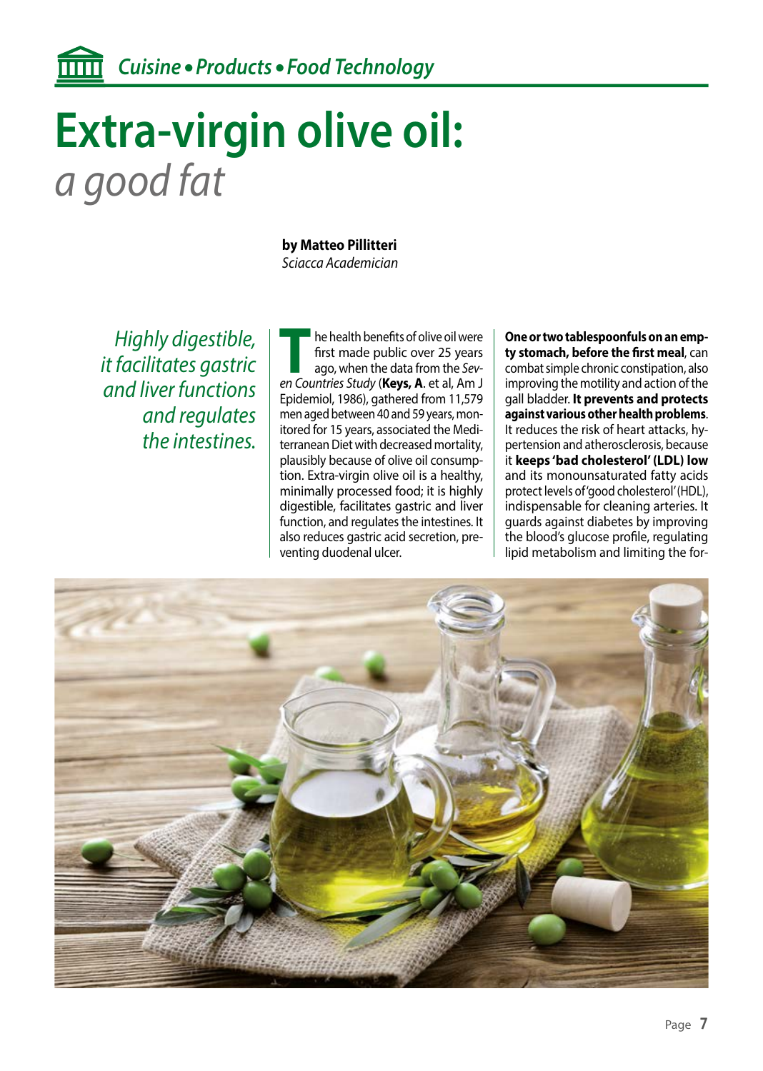# Extra-virgin olive oil: *a good fat*

**by Matteo Pillitteri**
*Sciacca Academician*

*Highly digestible, it facilitates gastric and liver functions and regulates the intestines.*

The health benefits of olive oil were first made public over 25 years ago, when the data from the *Seven Countries Study* (**Keys, A.** et al, Am J Epidemiol, 1986), gathered from 11,579 men aged between 40 and 59 years, monitored for 15 years, associated the Mediterranean Diet with decreased mortality, plausibly because of olive oil consumption. Extra-virgin olive oil is a healthy, minimally processed food; it is highly digestible, facilitates gastric and liver function, and regulates the intestines. It also reduces gastric acid secretion, preventing duodenal ulcer.

**One or two tablespoonfuls on an empty stomach, before the first meal**, can combat simple chronic constipation, also improving the motility and action of the gall bladder. **It prevents and protects against various other health problems**. It reduces the risk of heart attacks, hypertension and atherosclerosis, because it **keeps 'bad cholesterol' (LDL) low** and its monounsaturated fatty acids protect levels of 'good cholesterol' (HDL), indispensable for cleaning arteries. It guards against diabetes by improving the blood's glucose profile, regulating lipid metabolism and limiting the for-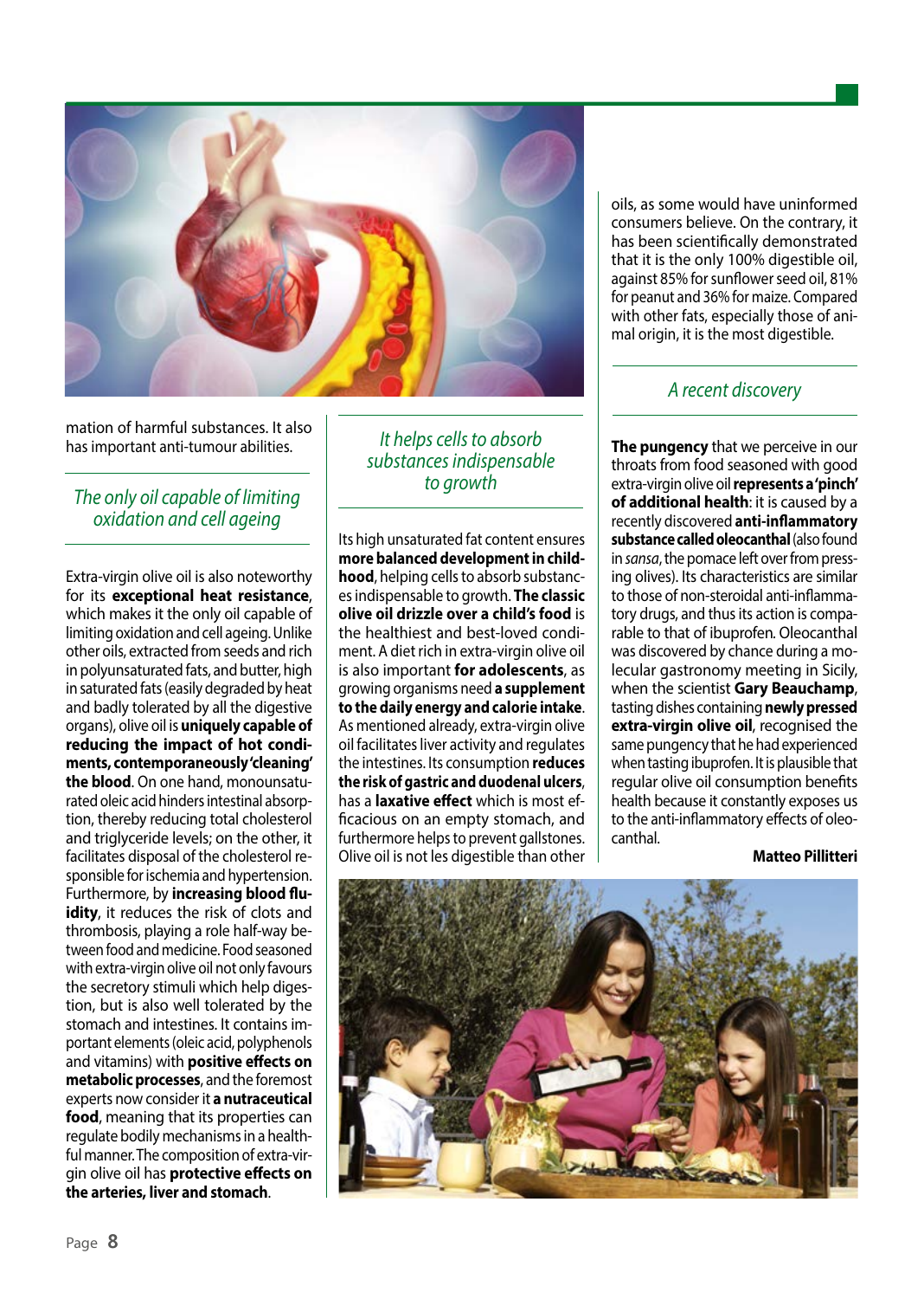mation of harmful substances. It also has important anti-tumour abilities.

## *The only oil capable of limiting oxidation and cell ageing*

Extra-virgin olive oil is also noteworthy for its **exceptional heat resistance**, which makes it the only oil capable of limiting oxidation and cell ageing. Unlike other oils, extracted from seeds and rich in polyunsaturated fats, and butter, high in saturated fats (easily degraded by heat and badly tolerated by all the digestive organs), olive oil is **uniquely capable of reducing the impact of hot condiments, contemporaneously 'cleaning' the blood**. On one hand, monounsaturated oleic acid hinders intestinal absorption, thereby reducing total cholesterol and triglyceride levels; on the other, it facilitates disposal of the cholesterol responsible for ischemia and hypertension. Furthermore, by **increasing blood fluidity**, it reduces the risk of clots and thrombosis, playing a role half-way between food and medicine. Food seasoned with extra-virgin olive oil not only favours the secretory stimuli which help digestion, but is also well tolerated by the stomach and intestines. It contains important elements (oleic acid, polyphenols and vitamins) with **positive effects on metabolic processes**, and the foremost experts now consider it **a nutraceutical food**, meaning that its properties can regulate bodily mechanisms in a healthful manner. The composition of extra-virgin olive oil has **protective effects on the arteries, liver and stomach**.

## *It helps cells to absorb substances indispensable to growth*

Its high unsaturated fat content ensures **more balanced development in childhood**, helping cells to absorb substances indispensable to growth. **The classic olive oil drizzle over a child's food** is the healthiest and best-loved condiment. A diet rich in extra-virgin olive oil is also important **for adolescents**, as growing organisms need **a supplement to the daily energy and calorie intake**. As mentioned already, extra-virgin olive oil facilitates liver activity and regulates the intestines. Its consumption **reduces the risk of gastric and duodenal ulcers**, has a **laxative effect** which is most efficacious on an empty stomach, and furthermore helps to prevent gallstones. Olive oil is not les digestible than other oils, as some would have uninformed consumers believe. On the contrary, it has been scientifically demonstrated that it is the only 100% digestible oil, against 85% for sunflower seed oil, 81% for peanut and 36% for maize. Compared with other fats, especially those of animal origin, it is the most digestible.

## *A recent discovery*

**The pungency** that we perceive in our throats from food seasoned with good extra-virgin olive oil **represents a 'pinch' of additional health**: it is caused by a recently discovered **anti-inflammatory substance called oleocanthal** (also found in *sansa*, the pomace left over from pressing olives). Its characteristics are similar to those of non-steroidal anti-inflammatory drugs, and thus its action is comparable to that of ibuprofen. Oleocanthal was discovered by chance during a molecular gastronomy meeting in Sicily, when the scientist **Gary Beauchamp**, tasting dishes containing **newly pressed extra-virgin olive oil**, recognised the same pungency that he had experienced when tasting ibuprofen. It is plausible that regular olive oil consumption benefits health because it constantly exposes us to the anti-inflammatory effects of oleocanthal.

**Matteo Pillitteri**